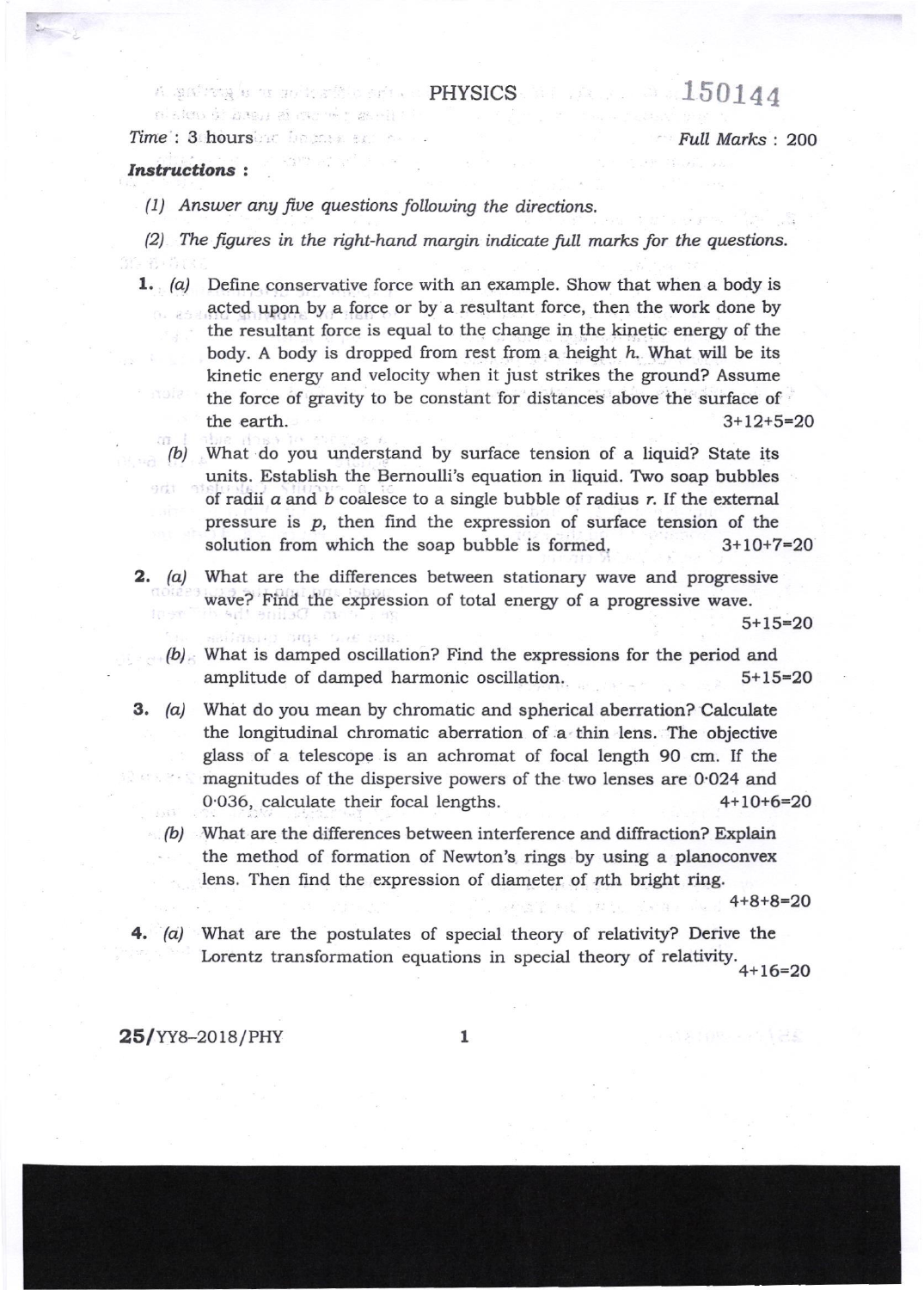# PHYSICS

**150144**

*Time* : 3 hours

*Full Marks* : 200

***Instructions :***

*(1) Answer any five questions following the directions.*

*(2) The figures in the right-hand margin indicate full marks for the questions.*

**1.** *(a)* Define conservative force with an example. Show that when a body is acted upon by a force or by a resultant force, then the work done by the resultant force is equal to the change in the kinetic energy of the body. A body is dropped from rest from a height *h*. What will be its kinetic energy and velocity when it just strikes the ground? Assume the force of gravity to be constant for distances above the surface of the earth. 3+12+5=20

*(b)* What do you understand by surface tension of a liquid? State its units. Establish the Bernoulli's equation in liquid. Two soap bubbles of radii *a* and *b* coalesce to a single bubble of radius *r*. If the external pressure is *p*, then find the expression of surface tension of the solution from which the soap bubble is formed. 3+10+7=20

**2.** *(a)* What are the differences between stationary wave and progressive wave? Find the expression of total energy of a progressive wave. 5+15=20

*(b)* What is damped oscillation? Find the expressions for the period and amplitude of damped harmonic oscillation. 5+15=20

**3.** *(a)* What do you mean by chromatic and spherical aberration? Calculate the longitudinal chromatic aberration of a thin lens. The objective glass of a telescope is an achromat of focal length 90 cm. If the magnitudes of the dispersive powers of the two lenses are 0·024 and 0·036, calculate their focal lengths. 4+10+6=20

*(b)* What are the differences between interference and diffraction? Explain the method of formation of Newton's rings by using a planoconvex lens. Then find the expression of diameter of *n*th bright ring. 4+8+8=20

**4.** *(a)* What are the postulates of special theory of relativity? Derive the Lorentz transformation equations in special theory of relativity. 4+16=20

**25/**YY8–2018/PHY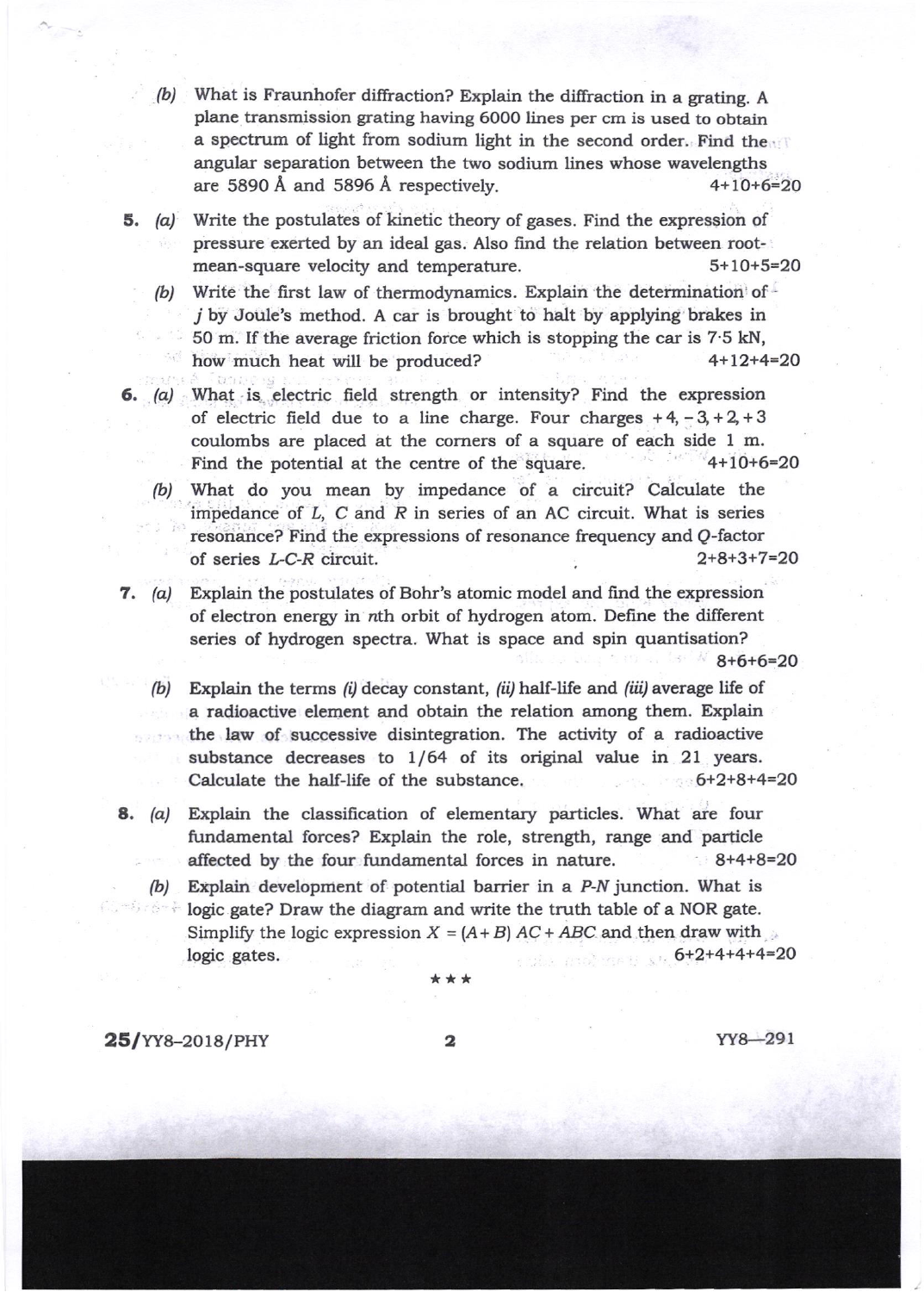(b) What is Fraunhofer diffraction? Explain the diffraction in a grating. A plane transmission grating having 6000 lines per cm is used to obtain a spectrum of light from sodium light in the second order. Find the angular separation between the two sodium lines whose wavelengths are 5890 Å and 5896 Å respectively. 4+10+6=20

5. (a) Write the postulates of kinetic theory of gases. Find the expression of pressure exerted by an ideal gas. Also find the relation between root-mean-square velocity and temperature. 5+10+5=20

(b) Write the first law of thermodynamics. Explain the determination of $j$ by Joule's method. A car is brought to halt by applying brakes in 50 m. If the average friction force which is stopping the car is 7·5 kN, how much heat will be produced? 4+12+4=20

6. (a) What is electric field strength or intensity? Find the expression of electric field due to a line charge. Four charges $+4, -3, +2, +3$ coulombs are placed at the corners of a square of each side 1 m. Find the potential at the centre of the square. 4+10+6=20

(b) What do you mean by impedance of a circuit? Calculate the impedance of $L$, $C$ and $R$ in series of an AC circuit. What is series resonance? Find the expressions of resonance frequency and $Q$-factor of series $L$-$C$-$R$ circuit. 2+8+3+7=20

7. (a) Explain the postulates of Bohr's atomic model and find the expression of electron energy in $n$th orbit of hydrogen atom. Define the different series of hydrogen spectra. What is space and spin quantisation? 8+6+6=20

(b) Explain the terms *(i)* decay constant, *(ii)* half-life and *(iii)* average life of a radioactive element and obtain the relation among them. Explain the law of successive disintegration. The activity of a radioactive substance decreases to $1/64$ of its original value in 21 years. Calculate the half-life of the substance. 6+2+8+4=20

8. (a) Explain the classification of elementary particles. What are four fundamental forces? Explain the role, strength, range and particle affected by the four fundamental forces in nature. 8+4+8=20

(b) Explain development of potential barrier in a $P$-$N$ junction. What is logic gate? Draw the diagram and write the truth table of a NOR gate. Simplify the logic expression $X = (A + B)\,AC + ABC$ and then draw with logic gates. 6+2+4+4+4=20

★★★